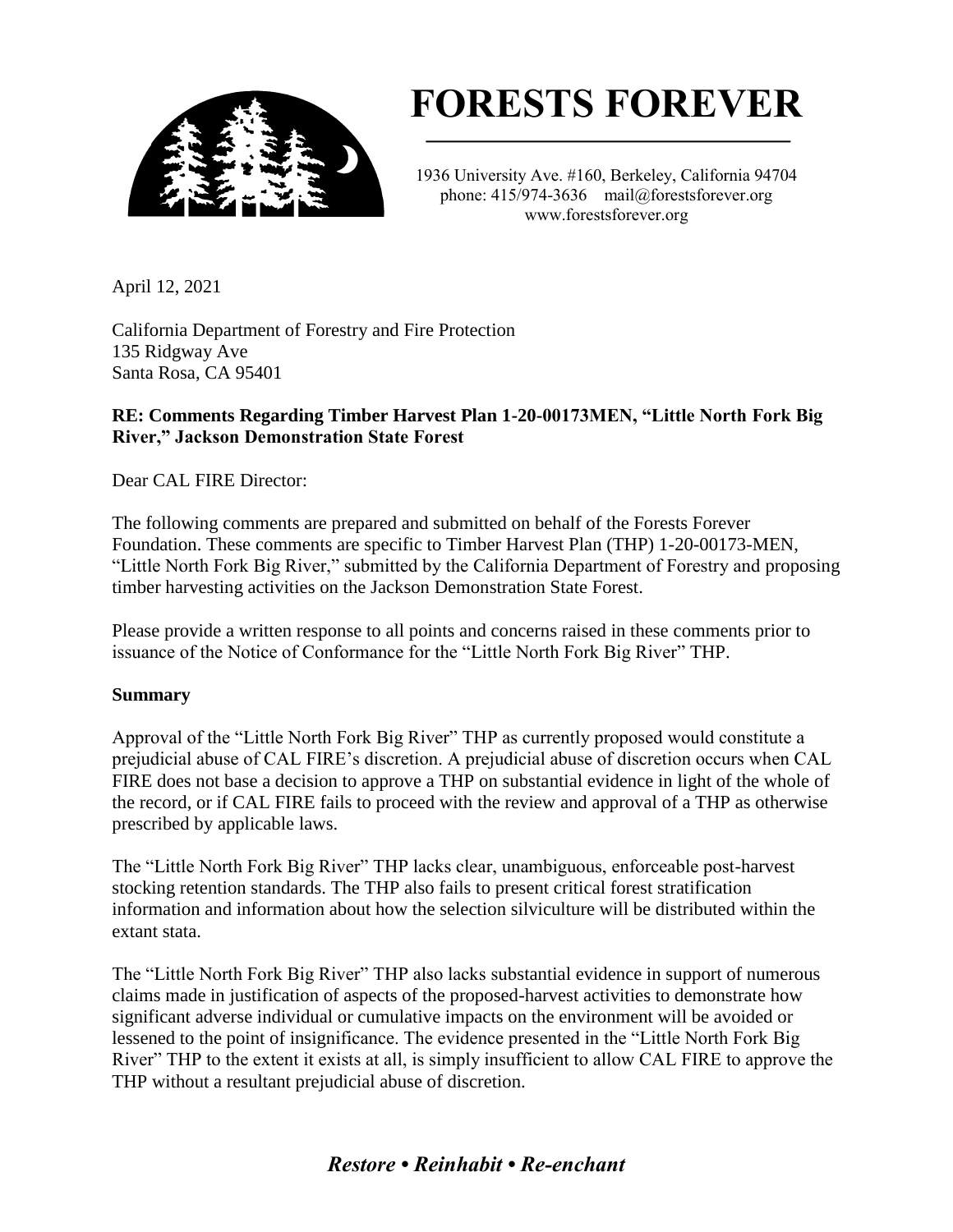# FORESTS FOREVER

1936 University Ave. #160, Berkeley, California 94704
phone: 415/974-3636 mail@forestsforever.org
www.forestsforever.org

April 12, 2021

California Department of Forestry and Fire Protection
135 Ridgway Ave
Santa Rosa, CA 95401

**RE: Comments Regarding Timber Harvest Plan 1-20-00173MEN, "Little North Fork Big River," Jackson Demonstration State Forest**

Dear CAL FIRE Director:

The following comments are prepared and submitted on behalf of the Forests Forever Foundation. These comments are specific to Timber Harvest Plan (THP) 1-20-00173-MEN, "Little North Fork Big River," submitted by the California Department of Forestry and proposing timber harvesting activities on the Jackson Demonstration State Forest.

Please provide a written response to all points and concerns raised in these comments prior to issuance of the Notice of Conformance for the "Little North Fork Big River" THP.

**Summary**

Approval of the "Little North Fork Big River" THP as currently proposed would constitute a prejudicial abuse of CAL FIRE's discretion. A prejudicial abuse of discretion occurs when CAL FIRE does not base a decision to approve a THP on substantial evidence in light of the whole of the record, or if CAL FIRE fails to proceed with the review and approval of a THP as otherwise prescribed by applicable laws.

The "Little North Fork Big River" THP lacks clear, unambiguous, enforceable post-harvest stocking retention standards. The THP also fails to present critical forest stratification information and information about how the selection silviculture will be distributed within the extant stata.

The "Little North Fork Big River" THP also lacks substantial evidence in support of numerous claims made in justification of aspects of the proposed-harvest activities to demonstrate how significant adverse individual or cumulative impacts on the environment will be avoided or lessened to the point of insignificance. The evidence presented in the "Little North Fork Big River" THP to the extent it exists at all, is simply insufficient to allow CAL FIRE to approve the THP without a resultant prejudicial abuse of discretion.

*Restore • Reinhabit • Re-enchant*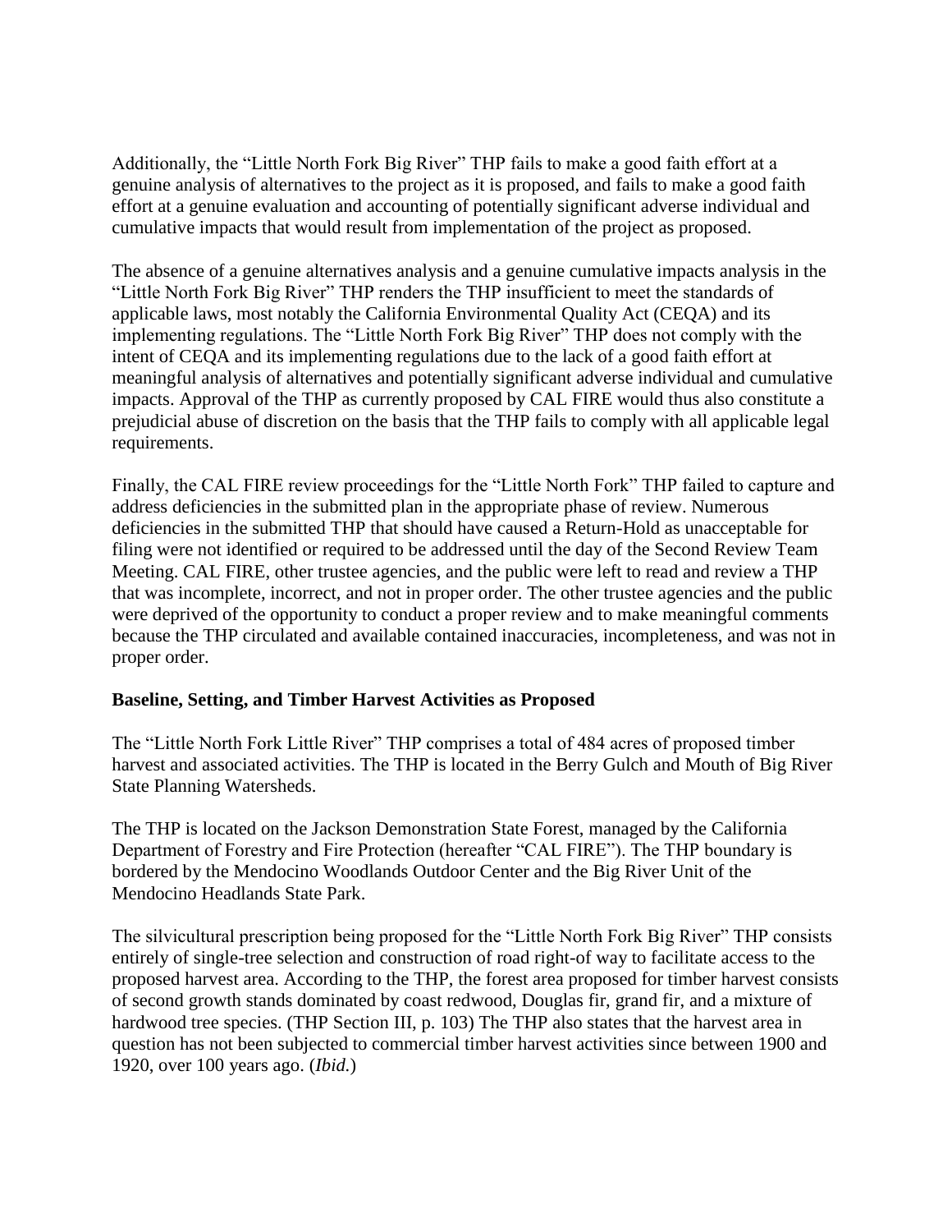Additionally, the "Little North Fork Big River" THP fails to make a good faith effort at a genuine analysis of alternatives to the project as it is proposed, and fails to make a good faith effort at a genuine evaluation and accounting of potentially significant adverse individual and cumulative impacts that would result from implementation of the project as proposed.

The absence of a genuine alternatives analysis and a genuine cumulative impacts analysis in the "Little North Fork Big River" THP renders the THP insufficient to meet the standards of applicable laws, most notably the California Environmental Quality Act (CEQA) and its implementing regulations. The "Little North Fork Big River" THP does not comply with the intent of CEQA and its implementing regulations due to the lack of a good faith effort at meaningful analysis of alternatives and potentially significant adverse individual and cumulative impacts. Approval of the THP as currently proposed by CAL FIRE would thus also constitute a prejudicial abuse of discretion on the basis that the THP fails to comply with all applicable legal requirements.

Finally, the CAL FIRE review proceedings for the "Little North Fork" THP failed to capture and address deficiencies in the submitted plan in the appropriate phase of review. Numerous deficiencies in the submitted THP that should have caused a Return-Hold as unacceptable for filing were not identified or required to be addressed until the day of the Second Review Team Meeting. CAL FIRE, other trustee agencies, and the public were left to read and review a THP that was incomplete, incorrect, and not in proper order. The other trustee agencies and the public were deprived of the opportunity to conduct a proper review and to make meaningful comments because the THP circulated and available contained inaccuracies, incompleteness, and was not in proper order.

**Baseline, Setting, and Timber Harvest Activities as Proposed**

The "Little North Fork Little River" THP comprises a total of 484 acres of proposed timber harvest and associated activities. The THP is located in the Berry Gulch and Mouth of Big River State Planning Watersheds.

The THP is located on the Jackson Demonstration State Forest, managed by the California Department of Forestry and Fire Protection (hereafter "CAL FIRE"). The THP boundary is bordered by the Mendocino Woodlands Outdoor Center and the Big River Unit of the Mendocino Headlands State Park.

The silvicultural prescription being proposed for the "Little North Fork Big River" THP consists entirely of single-tree selection and construction of road right-of way to facilitate access to the proposed harvest area. According to the THP, the forest area proposed for timber harvest consists of second growth stands dominated by coast redwood, Douglas fir, grand fir, and a mixture of hardwood tree species. (THP Section III, p. 103) The THP also states that the harvest area in question has not been subjected to commercial timber harvest activities since between 1900 and 1920, over 100 years ago. (*Ibid.*)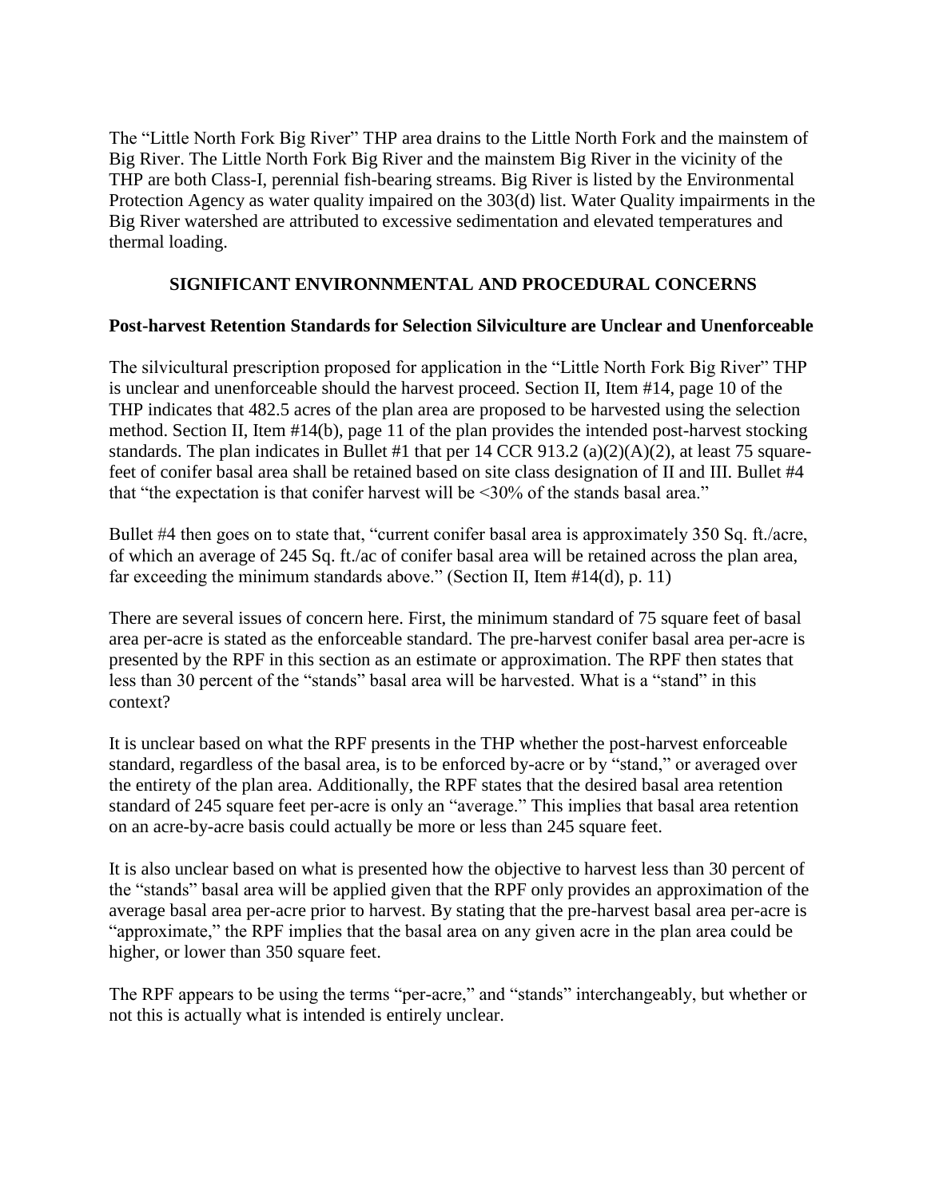The "Little North Fork Big River" THP area drains to the Little North Fork and the mainstem of Big River. The Little North Fork Big River and the mainstem Big River in the vicinity of the THP are both Class-I, perennial fish-bearing streams. Big River is listed by the Environmental Protection Agency as water quality impaired on the 303(d) list. Water Quality impairments in the Big River watershed are attributed to excessive sedimentation and elevated temperatures and thermal loading.

## SIGNIFICANT ENVIRONNMENTAL AND PROCEDURAL CONCERNS

### Post-harvest Retention Standards for Selection Silviculture are Unclear and Unenforceable

The silvicultural prescription proposed for application in the "Little North Fork Big River" THP is unclear and unenforceable should the harvest proceed. Section II, Item #14, page 10 of the THP indicates that 482.5 acres of the plan area are proposed to be harvested using the selection method. Section II, Item #14(b), page 11 of the plan provides the intended post-harvest stocking standards. The plan indicates in Bullet #1 that per 14 CCR 913.2 (a)(2)(A)(2), at least 75 square-feet of conifer basal area shall be retained based on site class designation of II and III. Bullet #4 that "the expectation is that conifer harvest will be <30% of the stands basal area."

Bullet #4 then goes on to state that, "current conifer basal area is approximately 350 Sq. ft./acre, of which an average of 245 Sq. ft./ac of conifer basal area will be retained across the plan area, far exceeding the minimum standards above." (Section II, Item #14(d), p. 11)

There are several issues of concern here. First, the minimum standard of 75 square feet of basal area per-acre is stated as the enforceable standard. The pre-harvest conifer basal area per-acre is presented by the RPF in this section as an estimate or approximation. The RPF then states that less than 30 percent of the "stands" basal area will be harvested. What is a "stand" in this context?

It is unclear based on what the RPF presents in the THP whether the post-harvest enforceable standard, regardless of the basal area, is to be enforced by-acre or by "stand," or averaged over the entirety of the plan area. Additionally, the RPF states that the desired basal area retention standard of 245 square feet per-acre is only an "average." This implies that basal area retention on an acre-by-acre basis could actually be more or less than 245 square feet.

It is also unclear based on what is presented how the objective to harvest less than 30 percent of the "stands" basal area will be applied given that the RPF only provides an approximation of the average basal area per-acre prior to harvest. By stating that the pre-harvest basal area per-acre is "approximate," the RPF implies that the basal area on any given acre in the plan area could be higher, or lower than 350 square feet.

The RPF appears to be using the terms "per-acre," and "stands" interchangeably, but whether or not this is actually what is intended is entirely unclear.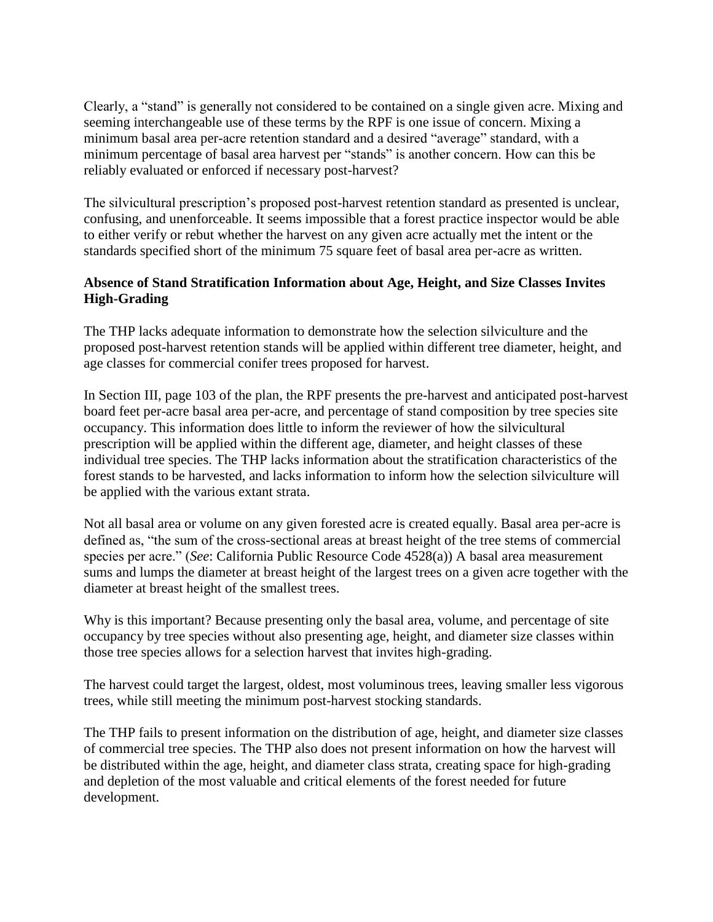Clearly, a "stand" is generally not considered to be contained on a single given acre. Mixing and seeming interchangeable use of these terms by the RPF is one issue of concern. Mixing a minimum basal area per-acre retention standard and a desired "average" standard, with a minimum percentage of basal area harvest per "stands" is another concern. How can this be reliably evaluated or enforced if necessary post-harvest?

The silvicultural prescription's proposed post-harvest retention standard as presented is unclear, confusing, and unenforceable. It seems impossible that a forest practice inspector would be able to either verify or rebut whether the harvest on any given acre actually met the intent or the standards specified short of the minimum 75 square feet of basal area per-acre as written.

**Absence of Stand Stratification Information about Age, Height, and Size Classes Invites High-Grading**

The THP lacks adequate information to demonstrate how the selection silviculture and the proposed post-harvest retention stands will be applied within different tree diameter, height, and age classes for commercial conifer trees proposed for harvest.

In Section III, page 103 of the plan, the RPF presents the pre-harvest and anticipated post-harvest board feet per-acre basal area per-acre, and percentage of stand composition by tree species site occupancy. This information does little to inform the reviewer of how the silvicultural prescription will be applied within the different age, diameter, and height classes of these individual tree species. The THP lacks information about the stratification characteristics of the forest stands to be harvested, and lacks information to inform how the selection silviculture will be applied with the various extant strata.

Not all basal area or volume on any given forested acre is created equally. Basal area per-acre is defined as, "the sum of the cross-sectional areas at breast height of the tree stems of commercial species per acre." (*See*: California Public Resource Code 4528(a)) A basal area measurement sums and lumps the diameter at breast height of the largest trees on a given acre together with the diameter at breast height of the smallest trees.

Why is this important? Because presenting only the basal area, volume, and percentage of site occupancy by tree species without also presenting age, height, and diameter size classes within those tree species allows for a selection harvest that invites high-grading.

The harvest could target the largest, oldest, most voluminous trees, leaving smaller less vigorous trees, while still meeting the minimum post-harvest stocking standards.

The THP fails to present information on the distribution of age, height, and diameter size classes of commercial tree species. The THP also does not present information on how the harvest will be distributed within the age, height, and diameter class strata, creating space for high-grading and depletion of the most valuable and critical elements of the forest needed for future development.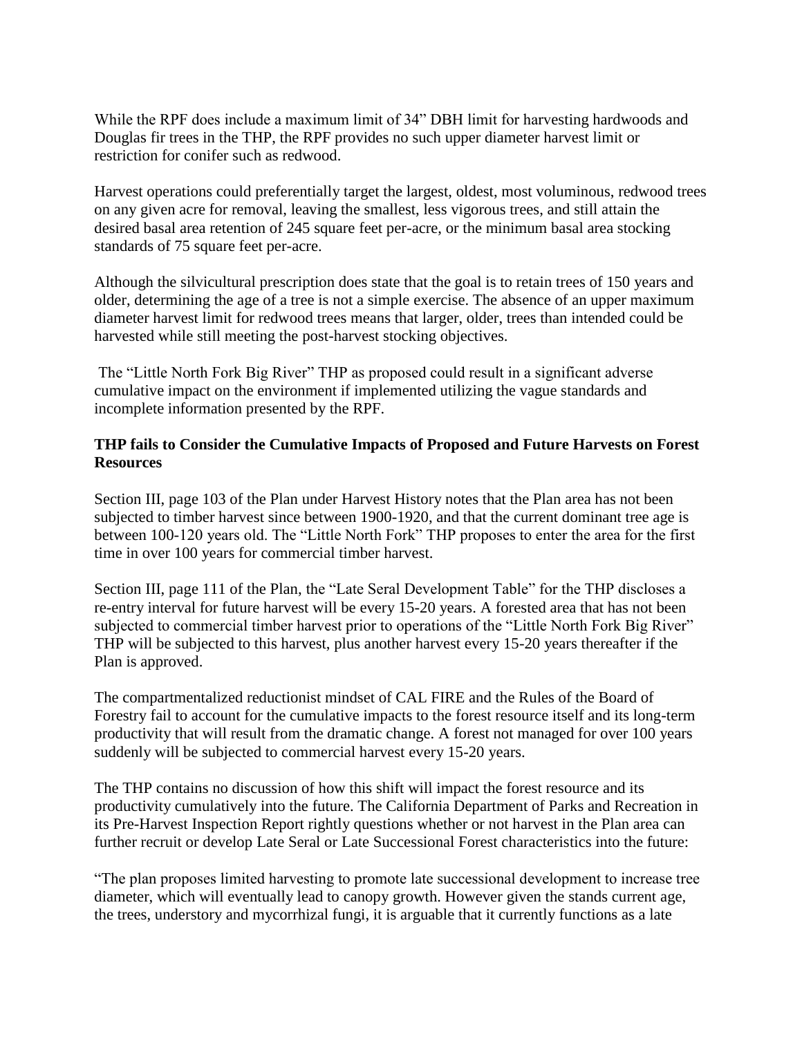While the RPF does include a maximum limit of 34" DBH limit for harvesting hardwoods and Douglas fir trees in the THP, the RPF provides no such upper diameter harvest limit or restriction for conifer such as redwood.

Harvest operations could preferentially target the largest, oldest, most voluminous, redwood trees on any given acre for removal, leaving the smallest, less vigorous trees, and still attain the desired basal area retention of 245 square feet per-acre, or the minimum basal area stocking standards of 75 square feet per-acre.

Although the silvicultural prescription does state that the goal is to retain trees of 150 years and older, determining the age of a tree is not a simple exercise. The absence of an upper maximum diameter harvest limit for redwood trees means that larger, older, trees than intended could be harvested while still meeting the post-harvest stocking objectives.

The "Little North Fork Big River" THP as proposed could result in a significant adverse cumulative impact on the environment if implemented utilizing the vague standards and incomplete information presented by the RPF.

**THP fails to Consider the Cumulative Impacts of Proposed and Future Harvests on Forest Resources**

Section III, page 103 of the Plan under Harvest History notes that the Plan area has not been subjected to timber harvest since between 1900-1920, and that the current dominant tree age is between 100-120 years old. The "Little North Fork" THP proposes to enter the area for the first time in over 100 years for commercial timber harvest.

Section III, page 111 of the Plan, the "Late Seral Development Table" for the THP discloses a re-entry interval for future harvest will be every 15-20 years. A forested area that has not been subjected to commercial timber harvest prior to operations of the "Little North Fork Big River" THP will be subjected to this harvest, plus another harvest every 15-20 years thereafter if the Plan is approved.

The compartmentalized reductionist mindset of CAL FIRE and the Rules of the Board of Forestry fail to account for the cumulative impacts to the forest resource itself and its long-term productivity that will result from the dramatic change. A forest not managed for over 100 years suddenly will be subjected to commercial harvest every 15-20 years.

The THP contains no discussion of how this shift will impact the forest resource and its productivity cumulatively into the future. The California Department of Parks and Recreation in its Pre-Harvest Inspection Report rightly questions whether or not harvest in the Plan area can further recruit or develop Late Seral or Late Successional Forest characteristics into the future:

"The plan proposes limited harvesting to promote late successional development to increase tree diameter, which will eventually lead to canopy growth. However given the stands current age, the trees, understory and mycorrhizal fungi, it is arguable that it currently functions as a late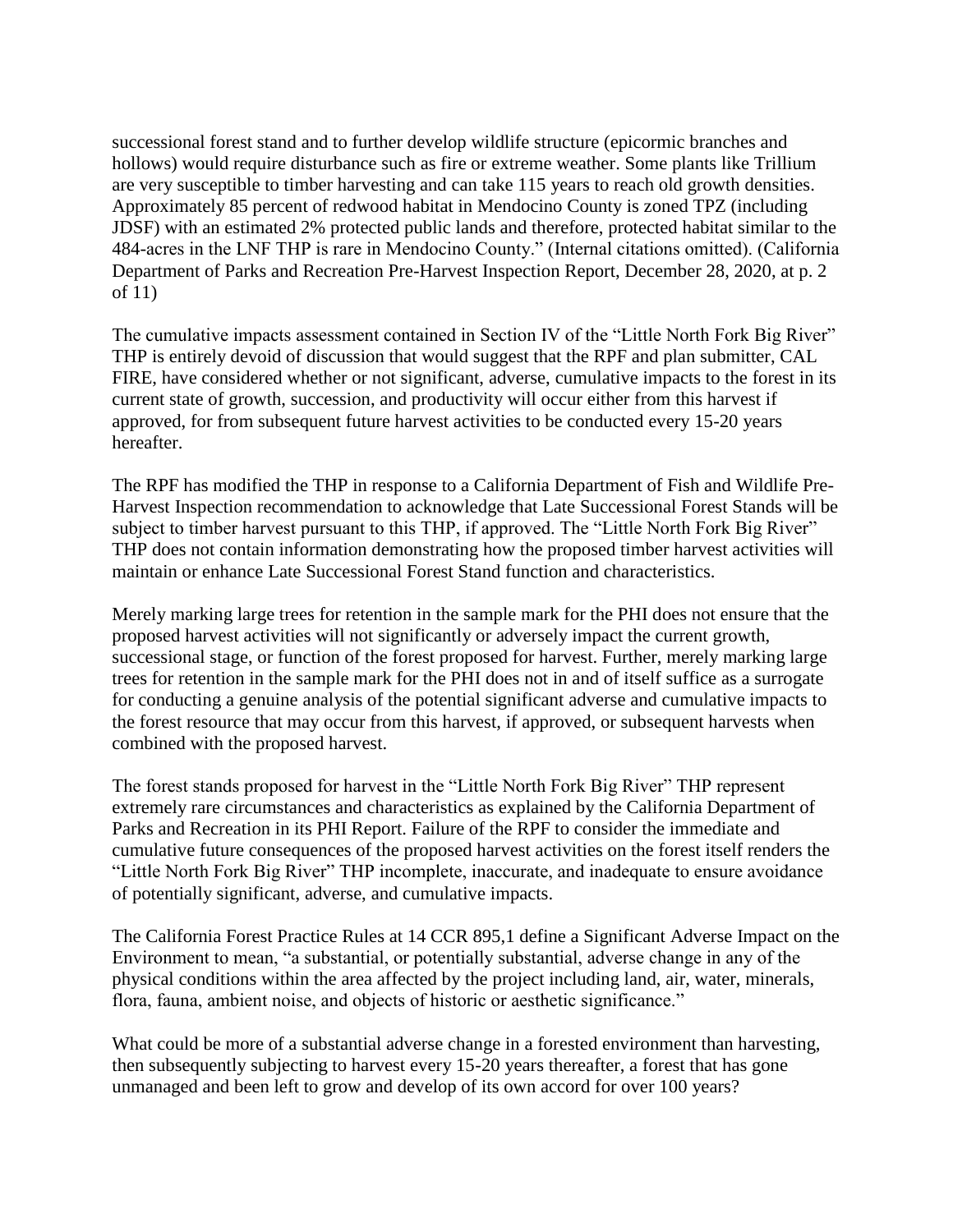successional forest stand and to further develop wildlife structure (epicormic branches and hollows) would require disturbance such as fire or extreme weather. Some plants like Trillium are very susceptible to timber harvesting and can take 115 years to reach old growth densities. Approximately 85 percent of redwood habitat in Mendocino County is zoned TPZ (including JDSF) with an estimated 2% protected public lands and therefore, protected habitat similar to the 484-acres in the LNF THP is rare in Mendocino County." (Internal citations omitted). (California Department of Parks and Recreation Pre-Harvest Inspection Report, December 28, 2020, at p. 2 of 11)

The cumulative impacts assessment contained in Section IV of the "Little North Fork Big River" THP is entirely devoid of discussion that would suggest that the RPF and plan submitter, CAL FIRE, have considered whether or not significant, adverse, cumulative impacts to the forest in its current state of growth, succession, and productivity will occur either from this harvest if approved, for from subsequent future harvest activities to be conducted every 15-20 years hereafter.

The RPF has modified the THP in response to a California Department of Fish and Wildlife Pre-Harvest Inspection recommendation to acknowledge that Late Successional Forest Stands will be subject to timber harvest pursuant to this THP, if approved. The "Little North Fork Big River" THP does not contain information demonstrating how the proposed timber harvest activities will maintain or enhance Late Successional Forest Stand function and characteristics.

Merely marking large trees for retention in the sample mark for the PHI does not ensure that the proposed harvest activities will not significantly or adversely impact the current growth, successional stage, or function of the forest proposed for harvest. Further, merely marking large trees for retention in the sample mark for the PHI does not in and of itself suffice as a surrogate for conducting a genuine analysis of the potential significant adverse and cumulative impacts to the forest resource that may occur from this harvest, if approved, or subsequent harvests when combined with the proposed harvest.

The forest stands proposed for harvest in the "Little North Fork Big River" THP represent extremely rare circumstances and characteristics as explained by the California Department of Parks and Recreation in its PHI Report. Failure of the RPF to consider the immediate and cumulative future consequences of the proposed harvest activities on the forest itself renders the "Little North Fork Big River" THP incomplete, inaccurate, and inadequate to ensure avoidance of potentially significant, adverse, and cumulative impacts.

The California Forest Practice Rules at 14 CCR 895,1 define a Significant Adverse Impact on the Environment to mean, "a substantial, or potentially substantial, adverse change in any of the physical conditions within the area affected by the project including land, air, water, minerals, flora, fauna, ambient noise, and objects of historic or aesthetic significance."

What could be more of a substantial adverse change in a forested environment than harvesting, then subsequently subjecting to harvest every 15-20 years thereafter, a forest that has gone unmanaged and been left to grow and develop of its own accord for over 100 years?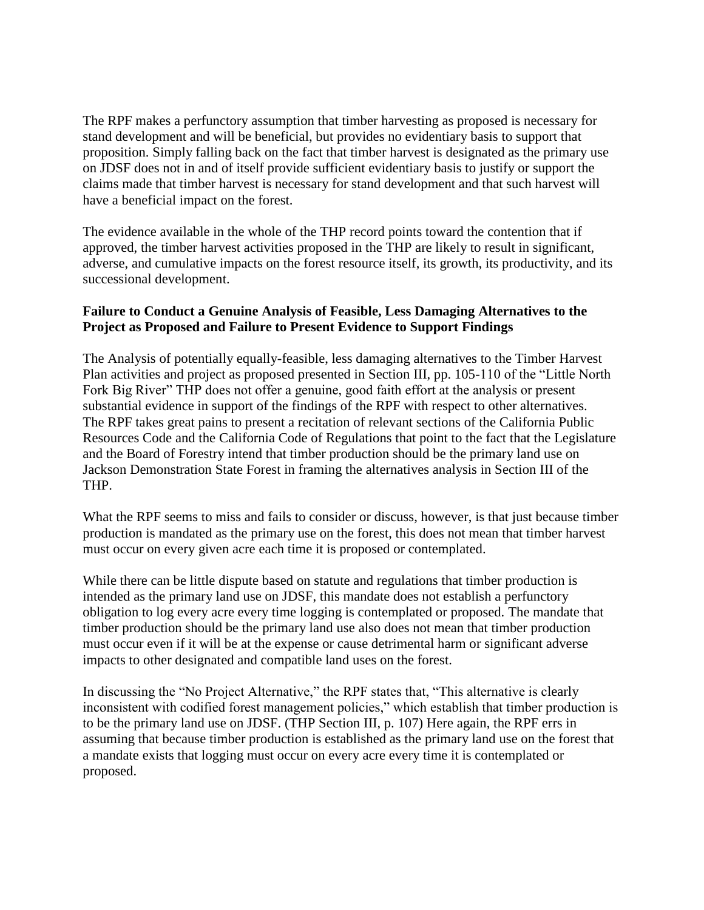The RPF makes a perfunctory assumption that timber harvesting as proposed is necessary for stand development and will be beneficial, but provides no evidentiary basis to support that proposition. Simply falling back on the fact that timber harvest is designated as the primary use on JDSF does not in and of itself provide sufficient evidentiary basis to justify or support the claims made that timber harvest is necessary for stand development and that such harvest will have a beneficial impact on the forest.

The evidence available in the whole of the THP record points toward the contention that if approved, the timber harvest activities proposed in the THP are likely to result in significant, adverse, and cumulative impacts on the forest resource itself, its growth, its productivity, and its successional development.

**Failure to Conduct a Genuine Analysis of Feasible, Less Damaging Alternatives to the Project as Proposed and Failure to Present Evidence to Support Findings**

The Analysis of potentially equally-feasible, less damaging alternatives to the Timber Harvest Plan activities and project as proposed presented in Section III, pp. 105-110 of the "Little North Fork Big River" THP does not offer a genuine, good faith effort at the analysis or present substantial evidence in support of the findings of the RPF with respect to other alternatives. The RPF takes great pains to present a recitation of relevant sections of the California Public Resources Code and the California Code of Regulations that point to the fact that the Legislature and the Board of Forestry intend that timber production should be the primary land use on Jackson Demonstration State Forest in framing the alternatives analysis in Section III of the THP.

What the RPF seems to miss and fails to consider or discuss, however, is that just because timber production is mandated as the primary use on the forest, this does not mean that timber harvest must occur on every given acre each time it is proposed or contemplated.

While there can be little dispute based on statute and regulations that timber production is intended as the primary land use on JDSF, this mandate does not establish a perfunctory obligation to log every acre every time logging is contemplated or proposed. The mandate that timber production should be the primary land use also does not mean that timber production must occur even if it will be at the expense or cause detrimental harm or significant adverse impacts to other designated and compatible land uses on the forest.

In discussing the "No Project Alternative," the RPF states that, "This alternative is clearly inconsistent with codified forest management policies," which establish that timber production is to be the primary land use on JDSF. (THP Section III, p. 107) Here again, the RPF errs in assuming that because timber production is established as the primary land use on the forest that a mandate exists that logging must occur on every acre every time it is contemplated or proposed.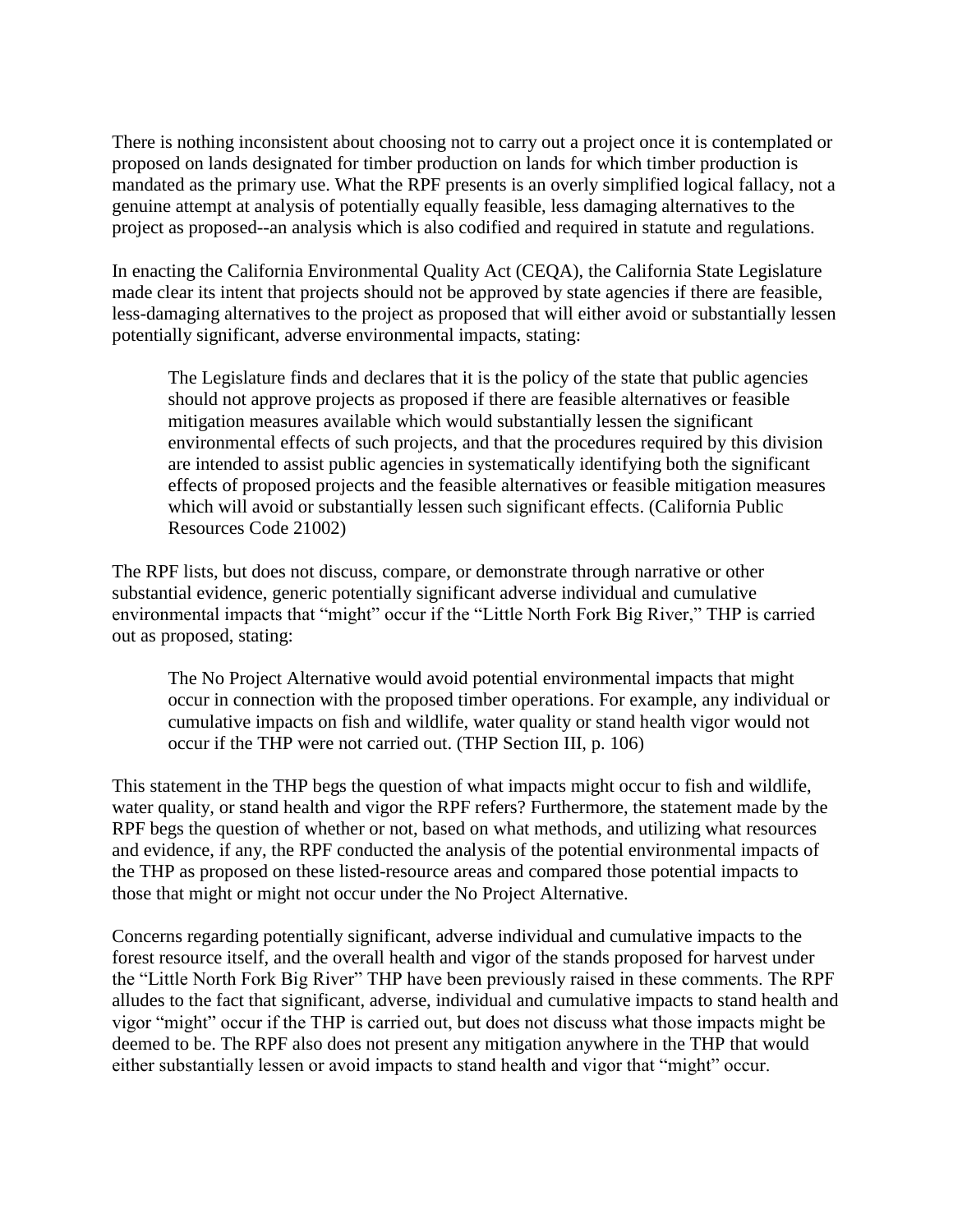There is nothing inconsistent about choosing not to carry out a project once it is contemplated or proposed on lands designated for timber production on lands for which timber production is mandated as the primary use. What the RPF presents is an overly simplified logical fallacy, not a genuine attempt at analysis of potentially equally feasible, less damaging alternatives to the project as proposed--an analysis which is also codified and required in statute and regulations.

In enacting the California Environmental Quality Act (CEQA), the California State Legislature made clear its intent that projects should not be approved by state agencies if there are feasible, less-damaging alternatives to the project as proposed that will either avoid or substantially lessen potentially significant, adverse environmental impacts, stating:

> The Legislature finds and declares that it is the policy of the state that public agencies should not approve projects as proposed if there are feasible alternatives or feasible mitigation measures available which would substantially lessen the significant environmental effects of such projects, and that the procedures required by this division are intended to assist public agencies in systematically identifying both the significant effects of proposed projects and the feasible alternatives or feasible mitigation measures which will avoid or substantially lessen such significant effects. (California Public Resources Code 21002)

The RPF lists, but does not discuss, compare, or demonstrate through narrative or other substantial evidence, generic potentially significant adverse individual and cumulative environmental impacts that "might" occur if the "Little North Fork Big River," THP is carried out as proposed, stating:

> The No Project Alternative would avoid potential environmental impacts that might occur in connection with the proposed timber operations. For example, any individual or cumulative impacts on fish and wildlife, water quality or stand health vigor would not occur if the THP were not carried out. (THP Section III, p. 106)

This statement in the THP begs the question of what impacts might occur to fish and wildlife, water quality, or stand health and vigor the RPF refers? Furthermore, the statement made by the RPF begs the question of whether or not, based on what methods, and utilizing what resources and evidence, if any, the RPF conducted the analysis of the potential environmental impacts of the THP as proposed on these listed-resource areas and compared those potential impacts to those that might or might not occur under the No Project Alternative.

Concerns regarding potentially significant, adverse individual and cumulative impacts to the forest resource itself, and the overall health and vigor of the stands proposed for harvest under the "Little North Fork Big River" THP have been previously raised in these comments. The RPF alludes to the fact that significant, adverse, individual and cumulative impacts to stand health and vigor "might" occur if the THP is carried out, but does not discuss what those impacts might be deemed to be. The RPF also does not present any mitigation anywhere in the THP that would either substantially lessen or avoid impacts to stand health and vigor that "might" occur.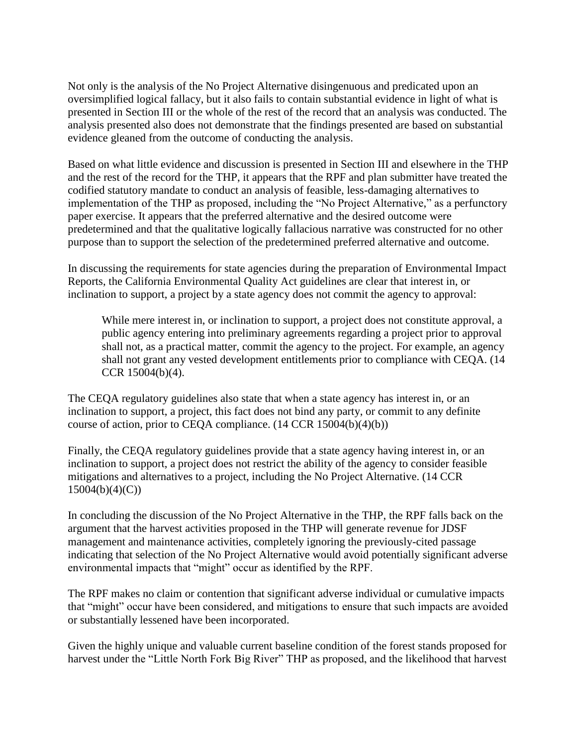Not only is the analysis of the No Project Alternative disingenuous and predicated upon an oversimplified logical fallacy, but it also fails to contain substantial evidence in light of what is presented in Section III or the whole of the rest of the record that an analysis was conducted. The analysis presented also does not demonstrate that the findings presented are based on substantial evidence gleaned from the outcome of conducting the analysis.

Based on what little evidence and discussion is presented in Section III and elsewhere in the THP and the rest of the record for the THP, it appears that the RPF and plan submitter have treated the codified statutory mandate to conduct an analysis of feasible, less-damaging alternatives to implementation of the THP as proposed, including the "No Project Alternative," as a perfunctory paper exercise. It appears that the preferred alternative and the desired outcome were predetermined and that the qualitative logically fallacious narrative was constructed for no other purpose than to support the selection of the predetermined preferred alternative and outcome.

In discussing the requirements for state agencies during the preparation of Environmental Impact Reports, the California Environmental Quality Act guidelines are clear that interest in, or inclination to support, a project by a state agency does not commit the agency to approval:

> While mere interest in, or inclination to support, a project does not constitute approval, a public agency entering into preliminary agreements regarding a project prior to approval shall not, as a practical matter, commit the agency to the project. For example, an agency shall not grant any vested development entitlements prior to compliance with CEQA. (14 CCR 15004(b)(4).

The CEQA regulatory guidelines also state that when a state agency has interest in, or an inclination to support, a project, this fact does not bind any party, or commit to any definite course of action, prior to CEQA compliance. (14 CCR 15004(b)(4)(b))

Finally, the CEQA regulatory guidelines provide that a state agency having interest in, or an inclination to support, a project does not restrict the ability of the agency to consider feasible mitigations and alternatives to a project, including the No Project Alternative. (14 CCR 15004(b)(4)(C))

In concluding the discussion of the No Project Alternative in the THP, the RPF falls back on the argument that the harvest activities proposed in the THP will generate revenue for JDSF management and maintenance activities, completely ignoring the previously-cited passage indicating that selection of the No Project Alternative would avoid potentially significant adverse environmental impacts that "might" occur as identified by the RPF.

The RPF makes no claim or contention that significant adverse individual or cumulative impacts that "might" occur have been considered, and mitigations to ensure that such impacts are avoided or substantially lessened have been incorporated.

Given the highly unique and valuable current baseline condition of the forest stands proposed for harvest under the "Little North Fork Big River" THP as proposed, and the likelihood that harvest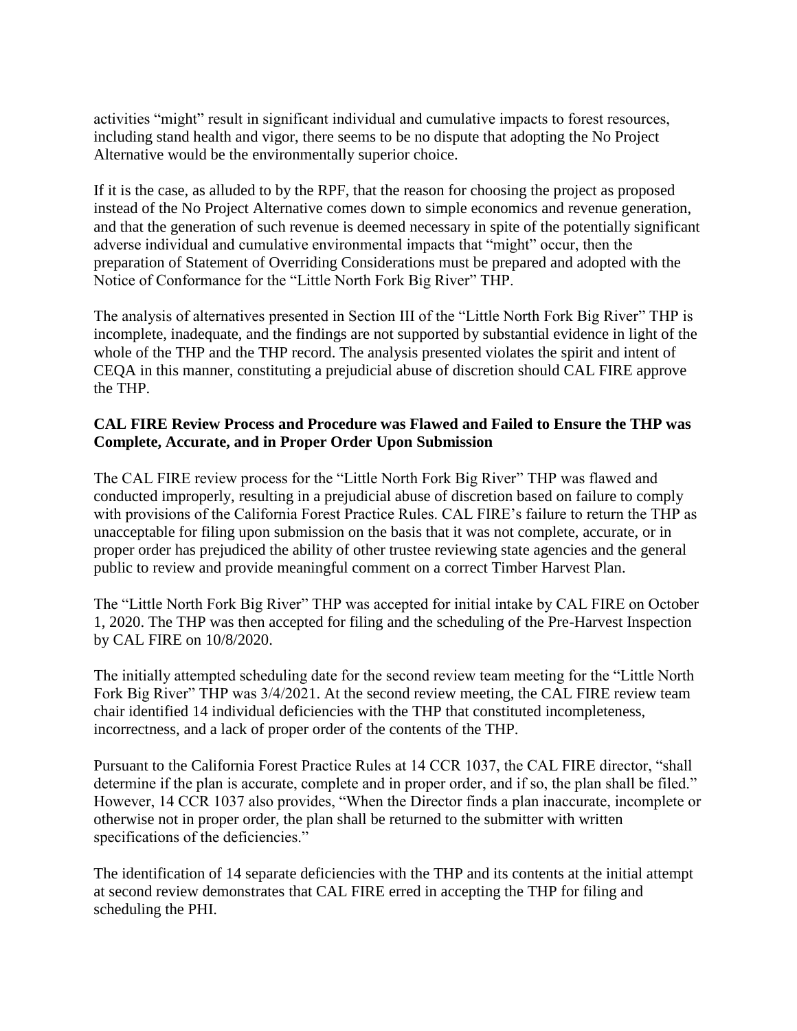activities "might" result in significant individual and cumulative impacts to forest resources, including stand health and vigor, there seems to be no dispute that adopting the No Project Alternative would be the environmentally superior choice.

If it is the case, as alluded to by the RPF, that the reason for choosing the project as proposed instead of the No Project Alternative comes down to simple economics and revenue generation, and that the generation of such revenue is deemed necessary in spite of the potentially significant adverse individual and cumulative environmental impacts that "might" occur, then the preparation of Statement of Overriding Considerations must be prepared and adopted with the Notice of Conformance for the "Little North Fork Big River" THP.

The analysis of alternatives presented in Section III of the "Little North Fork Big River" THP is incomplete, inadequate, and the findings are not supported by substantial evidence in light of the whole of the THP and the THP record. The analysis presented violates the spirit and intent of CEQA in this manner, constituting a prejudicial abuse of discretion should CAL FIRE approve the THP.

**CAL FIRE Review Process and Procedure was Flawed and Failed to Ensure the THP was Complete, Accurate, and in Proper Order Upon Submission**

The CAL FIRE review process for the "Little North Fork Big River" THP was flawed and conducted improperly, resulting in a prejudicial abuse of discretion based on failure to comply with provisions of the California Forest Practice Rules. CAL FIRE's failure to return the THP as unacceptable for filing upon submission on the basis that it was not complete, accurate, or in proper order has prejudiced the ability of other trustee reviewing state agencies and the general public to review and provide meaningful comment on a correct Timber Harvest Plan.

The "Little North Fork Big River" THP was accepted for initial intake by CAL FIRE on October 1, 2020. The THP was then accepted for filing and the scheduling of the Pre-Harvest Inspection by CAL FIRE on 10/8/2020.

The initially attempted scheduling date for the second review team meeting for the "Little North Fork Big River" THP was 3/4/2021. At the second review meeting, the CAL FIRE review team chair identified 14 individual deficiencies with the THP that constituted incompleteness, incorrectness, and a lack of proper order of the contents of the THP.

Pursuant to the California Forest Practice Rules at 14 CCR 1037, the CAL FIRE director, "shall determine if the plan is accurate, complete and in proper order, and if so, the plan shall be filed." However, 14 CCR 1037 also provides, "When the Director finds a plan inaccurate, incomplete or otherwise not in proper order, the plan shall be returned to the submitter with written specifications of the deficiencies."

The identification of 14 separate deficiencies with the THP and its contents at the initial attempt at second review demonstrates that CAL FIRE erred in accepting the THP for filing and scheduling the PHI.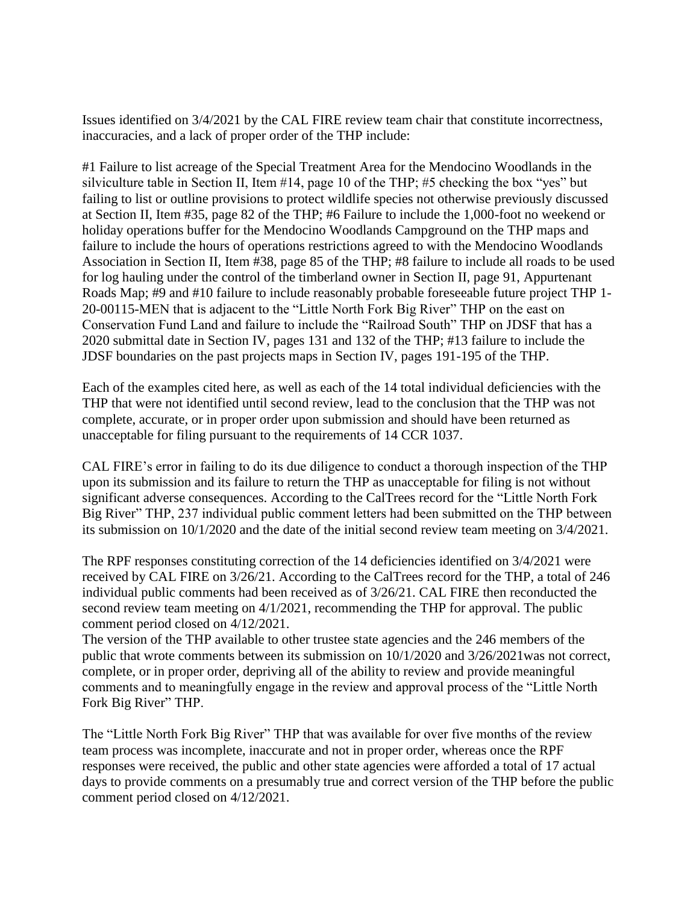Issues identified on 3/4/2021 by the CAL FIRE review team chair that constitute incorrectness, inaccuracies, and a lack of proper order of the THP include:

#1 Failure to list acreage of the Special Treatment Area for the Mendocino Woodlands in the silviculture table in Section II, Item #14, page 10 of the THP; #5 checking the box "yes" but failing to list or outline provisions to protect wildlife species not otherwise previously discussed at Section II, Item #35, page 82 of the THP; #6 Failure to include the 1,000-foot no weekend or holiday operations buffer for the Mendocino Woodlands Campground on the THP maps and failure to include the hours of operations restrictions agreed to with the Mendocino Woodlands Association in Section II, Item #38, page 85 of the THP; #8 failure to include all roads to be used for log hauling under the control of the timberland owner in Section II, page 91, Appurtenant Roads Map; #9 and #10 failure to include reasonably probable foreseeable future project THP 1-20-00115-MEN that is adjacent to the "Little North Fork Big River" THP on the east on Conservation Fund Land and failure to include the "Railroad South" THP on JDSF that has a 2020 submittal date in Section IV, pages 131 and 132 of the THP; #13 failure to include the JDSF boundaries on the past projects maps in Section IV, pages 191-195 of the THP.

Each of the examples cited here, as well as each of the 14 total individual deficiencies with the THP that were not identified until second review, lead to the conclusion that the THP was not complete, accurate, or in proper order upon submission and should have been returned as unacceptable for filing pursuant to the requirements of 14 CCR 1037.

CAL FIRE's error in failing to do its due diligence to conduct a thorough inspection of the THP upon its submission and its failure to return the THP as unacceptable for filing is not without significant adverse consequences. According to the CalTrees record for the "Little North Fork Big River" THP, 237 individual public comment letters had been submitted on the THP between its submission on 10/1/2020 and the date of the initial second review team meeting on 3/4/2021.

The RPF responses constituting correction of the 14 deficiencies identified on 3/4/2021 were received by CAL FIRE on 3/26/21. According to the CalTrees record for the THP, a total of 246 individual public comments had been received as of 3/26/21. CAL FIRE then reconducted the second review team meeting on 4/1/2021, recommending the THP for approval. The public comment period closed on 4/12/2021.

The version of the THP available to other trustee state agencies and the 246 members of the public that wrote comments between its submission on 10/1/2020 and 3/26/2021was not correct, complete, or in proper order, depriving all of the ability to review and provide meaningful comments and to meaningfully engage in the review and approval process of the "Little North Fork Big River" THP.

The "Little North Fork Big River" THP that was available for over five months of the review team process was incomplete, inaccurate and not in proper order, whereas once the RPF responses were received, the public and other state agencies were afforded a total of 17 actual days to provide comments on a presumably true and correct version of the THP before the public comment period closed on 4/12/2021.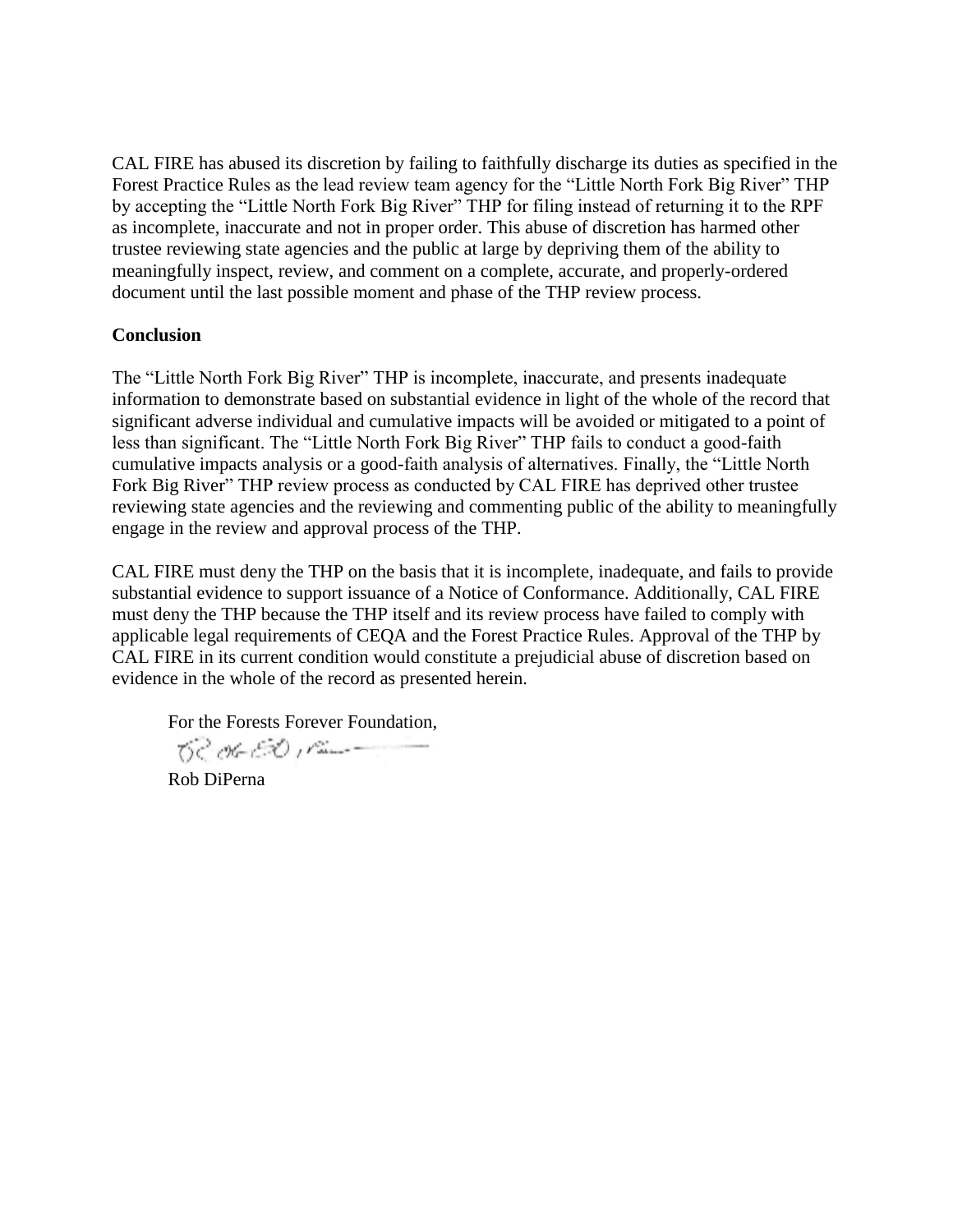CAL FIRE has abused its discretion by failing to faithfully discharge its duties as specified in the Forest Practice Rules as the lead review team agency for the "Little North Fork Big River" THP by accepting the "Little North Fork Big River" THP for filing instead of returning it to the RPF as incomplete, inaccurate and not in proper order. This abuse of discretion has harmed other trustee reviewing state agencies and the public at large by depriving them of the ability to meaningfully inspect, review, and comment on a complete, accurate, and properly-ordered document until the last possible moment and phase of the THP review process.

**Conclusion**

The "Little North Fork Big River" THP is incomplete, inaccurate, and presents inadequate information to demonstrate based on substantial evidence in light of the whole of the record that significant adverse individual and cumulative impacts will be avoided or mitigated to a point of less than significant. The "Little North Fork Big River" THP fails to conduct a good-faith cumulative impacts analysis or a good-faith analysis of alternatives. Finally, the "Little North Fork Big River" THP review process as conducted by CAL FIRE has deprived other trustee reviewing state agencies and the reviewing and commenting public of the ability to meaningfully engage in the review and approval process of the THP.

CAL FIRE must deny the THP on the basis that it is incomplete, inadequate, and fails to provide substantial evidence to support issuance of a Notice of Conformance. Additionally, CAL FIRE must deny the THP because the THP itself and its review process have failed to comply with applicable legal requirements of CEQA and the Forest Practice Rules. Approval of the THP by CAL FIRE in its current condition would constitute a prejudicial abuse of discretion based on evidence in the whole of the record as presented herein.

For the Forests Forever Foundation,

Rob DiPerna